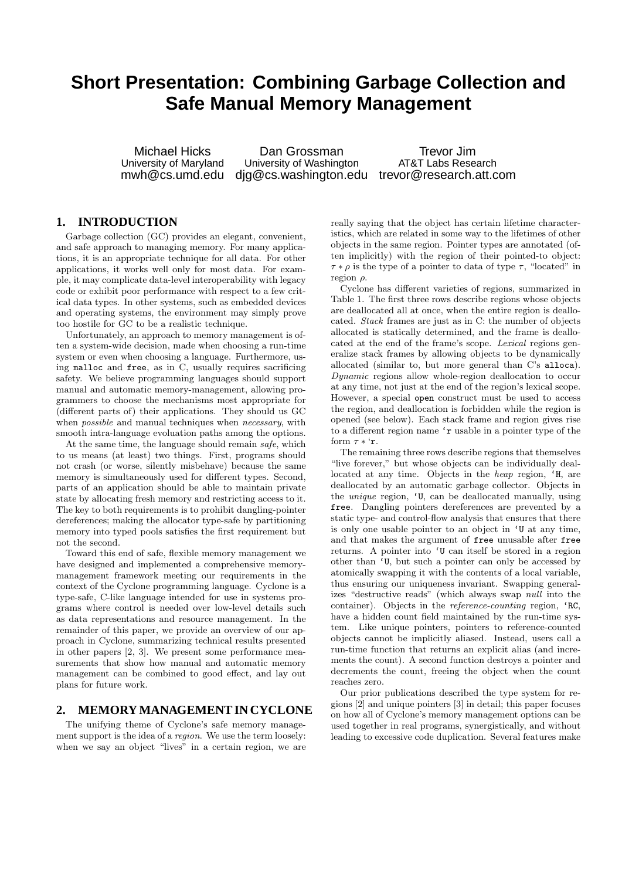# Short Presentation: Combining Garbage Collection and Safe Manual Memory Management

Michael Hicks
University of Maryland
mwh@cs.umd.edu

Dan Grossman
University of Washington
djg@cs.washington.edu

Trevor Jim
AT&T Labs Research
trevor@research.att.com

## 1. INTRODUCTION

Garbage collection (GC) provides an elegant, convenient, and safe approach to managing memory. For many applications, it is an appropriate technique for all data. For other applications, it works well only for most data. For example, it may complicate data-level interoperability with legacy code or exhibit poor performance with respect to a few critical data types. In other systems, such as embedded devices and operating systems, the environment may simply prove too hostile for GC to be a realistic technique.

Unfortunately, an approach to memory management is often a system-wide decision, made when choosing a run-time system or even when choosing a language. Furthermore, using `malloc` and `free`, as in C, usually requires sacrificing safety. We believe programming languages should support manual and automatic memory-management, allowing programmers to choose the mechanisms most appropriate for (different parts of) their applications. They should us GC when *possible* and manual techniques when *necessary*, with smooth intra-language evolution paths among the options.

At the same time, the language should remain *safe*, which to us means (at least) two things. First, programs should not crash (or worse, silently misbehave) because the same memory is simultaneously used for different types. Second, parts of an application should be able to maintain private state by allocating fresh memory and restricting access to it. The key to both requirements is to prohibit dangling-pointer dereferences; making the allocator type-safe by partitioning memory into typed pools satisfies the first requirement but not the second.

Toward this end of safe, flexible memory management we have designed and implemented a comprehensive memory-management framework meeting our requirements in the context of the Cyclone programming language. Cyclone is a type-safe, C-like language intended for use in systems programs where control is needed over low-level details such as data representations and resource management. In the remainder of this paper, we provide an overview of our approach in Cyclone, summarizing technical results presented in other papers [2, 3]. We present some performance measurements that show how manual and automatic memory management can be combined to good effect, and lay out plans for future work.

## 2. MEMORY MANAGEMENT IN CYCLONE

The unifying theme of Cyclone's safe memory management support is the idea of a *region*. We use the term loosely: when we say an object "lives" in a certain region, we are really saying that the object has certain lifetime characteristics, which are related in some way to the lifetimes of other objects in the same region. Pointer types are annotated (often implicitly) with the region of their pointed-to object: $\tau * \rho$ is the type of a pointer to data of type $\tau$, "located" in region $\rho$.

Cyclone has different varieties of regions, summarized in Table 1. The first three rows describe regions whose objects are deallocated all at once, when the entire region is deallocated. *Stack* frames are just as in C: the number of objects allocated is statically determined, and the frame is deallocated at the end of the frame's scope. *Lexical* regions generalize stack frames by allowing objects to be dynamically allocated (similar to, but more general than C's `alloca`). *Dynamic* regions allow whole-region deallocation to occur at any time, not just at the end of the region's lexical scope. However, a special `open` construct must be used to access the region, and deallocation is forbidden while the region is opened (see below). Each stack frame and region gives rise to a different region name `` `r `` usable in a pointer type of the form $\tau *$ `` `r ``.

The remaining three rows describe regions that themselves "live forever," but whose objects can be individually deallocated at any time. Objects in the *heap* region, `` `H ``, are deallocated by an automatic garbage collector. Objects in the *unique* region, `` `U ``, can be deallocated manually, using `free`. Dangling pointers dereferences are prevented by a static type- and control-flow analysis that ensures that there is only one usable pointer to an object in `` `U `` at any time, and that makes the argument of `free` unusable after `free` returns. A pointer into `` `U `` can itself be stored in a region other than `` `U ``, but such a pointer can only be accessed by atomically swapping it with the contents of a local variable, thus ensuring our uniqueness invariant. Swapping generalizes "destructive reads" (which always swap *null* into the container). Objects in the *reference-counting* region, `` `RC ``, have a hidden count field maintained by the run-time system. Like unique pointers, pointers to reference-counted objects cannot be implicitly aliased. Instead, users call a run-time function that returns an explicit alias (and increments the count). A second function destroys a pointer and decrements the count, freeing the object when the count reaches zero.

Our prior publications described the type system for regions [2] and unique pointers [3] in detail; this paper focuses on how all of Cyclone's memory management options can be used together in real programs, synergistically, and without leading to excessive code duplication. Several features make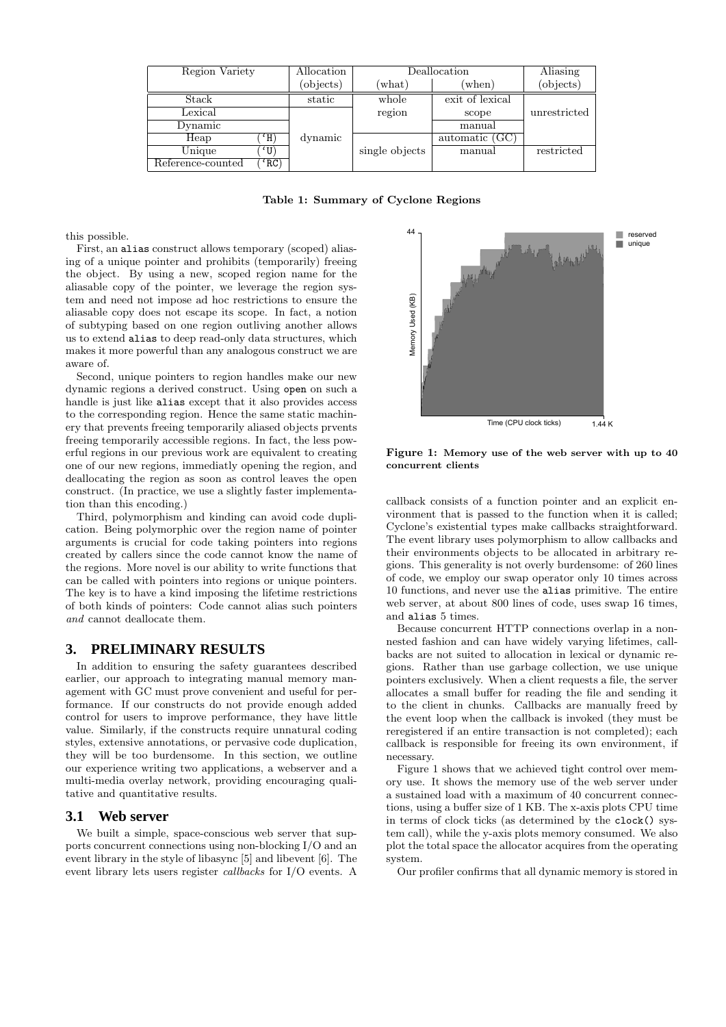| Region Variety | | Allocation (objects) | Deallocation (what) | Deallocation (when) | Aliasing (objects) |
|---|---|---|---|---|---|
| Stack | | static | whole region | exit of lexical scope | unrestricted |
| Lexical | | dynamic | whole region | exit of lexical scope | unrestricted |
| Dynamic | | dynamic | whole region | manual | unrestricted |
| Heap | (`H) | dynamic | | automatic (GC) | unrestricted |
| Unique | (`U) | dynamic | single objects | manual | restricted |
| Reference-counted | (`RC) | dynamic | single objects | manual | restricted |

**Table 1: Summary of Cyclone Regions**

this possible.

First, an `alias` construct allows temporary (scoped) aliasing of a unique pointer and prohibits (temporarily) freeing the object. By using a new, scoped region name for the aliasable copy of the pointer, we leverage the region system and need not impose ad hoc restrictions to ensure the aliasable copy does not escape its scope. In fact, a notion of subtyping based on one region outliving another allows us to extend `alias` to deep read-only data structures, which makes it more powerful than any analogous construct we are aware of.

Second, unique pointers to region handles make our new dynamic regions a derived construct. Using `open` on such a handle is just like `alias` except that it also provides access to the corresponding region. Hence the same static machinery that prevents freeing temporarily aliased objects prvents freeing temporarily accessible regions. In fact, the less powerful regions in our previous work are equivalent to creating one of our new regions, immediatly opening the region, and deallocating the region as soon as control leaves the open construct. (In practice, we use a slightly faster implementation than this encoding.)

Third, polymorphism and kinding can avoid code duplication. Being polymorphic over the region name of pointer arguments is crucial for code taking pointers into regions created by callers since the code cannot know the name of the regions. More novel is our ability to write functions that can be called with pointers into regions or unique pointers. The key is to have a kind imposing the lifetime restrictions of both kinds of pointers: Code cannot alias such pointers *and* cannot deallocate them.

## 3. PRELIMINARY RESULTS

In addition to ensuring the safety guarantees described earlier, our approach to integrating manual memory management with GC must prove convenient and useful for performance. If our constructs do not provide enough added control for users to improve performance, they have little value. Similarly, if the constructs require unnatural coding styles, extensive annotations, or pervasive code duplication, they will be too burdensome. In this section, we outline our experience writing two applications, a webserver and a multi-media overlay network, providing encouraging qualitative and quantitative results.

### 3.1 Web server

We built a simple, space-conscious web server that supports concurrent connections using non-blocking I/O and an event library in the style of libasync [5] and libevent [6]. The event library lets users register *callbacks* for I/O events. A callback consists of a function pointer and an explicit environment that is passed to the function when it is called; Cyclone's existential types make callbacks straightforward. The event library uses polymorphism to allow callbacks and their environments objects to be allocated in arbitrary regions. This generality is not overly burdensome: of 260 lines of code, we employ our swap operator only 10 times across 10 functions, and never use the `alias` primitive. The entire web server, at about 800 lines of code, uses swap 16 times, and `alias` 5 times.

Because concurrent HTTP connections overlap in a non-nested fashion and can have widely varying lifetimes, callbacks are not suited to allocation in lexical or dynamic regions. Rather than use garbage collection, we use unique pointers exclusively. When a client requests a file, the server allocates a small buffer for reading the file and sending it to the client in chunks. Callbacks are manually freed by the event loop when the callback is invoked (they must be reregistered if an entire transaction is not completed); each callback is responsible for freeing its own environment, if necessary.

Figure 1: Memory use of the web server with up to 40 concurrent clients

Figure 1 shows that we achieved tight control over memory use. It shows the memory use of the web server under a sustained load with a maximum of 40 concurrent connections, using a buffer size of 1 KB. The x-axis plots CPU time in terms of clock ticks (as determined by the `clock()` system call), while the y-axis plots memory consumed. We also plot the total space the allocator acquires from the operating system.

Our profiler confirms that all dynamic memory is stored in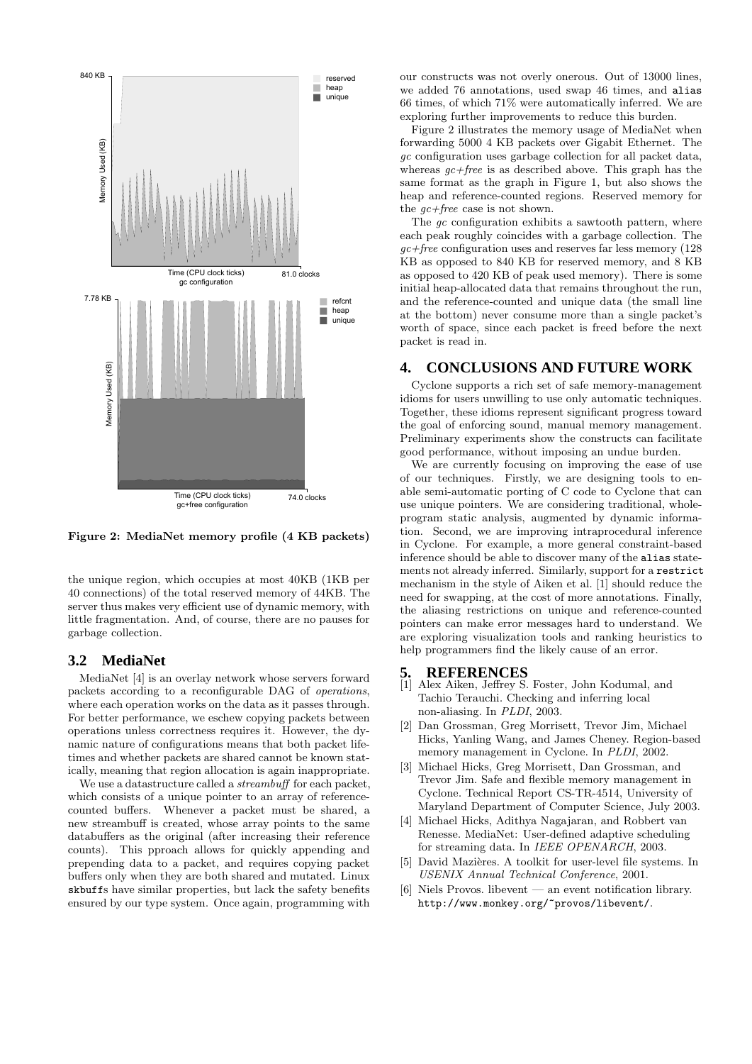840 KB

reserved
heap
unique

Memory Used (KB)

Time (CPU clock ticks)
gc configuration

81.0 clocks

7.78 KB

refcnt
heap
unique

Memory Used (KB)

Time (CPU clock ticks)
gc+free configuration

74.0 clocks

**Figure 2: MediaNet memory profile (4 KB packets)**

the unique region, which occupies at most 40KB (1KB per 40 connections) of the total reserved memory of 44KB. The server thus makes very efficient use of dynamic memory, with little fragmentation. And, of course, there are no pauses for garbage collection.

### 3.2 MediaNet

MediaNet [4] is an overlay network whose servers forward packets according to a reconfigurable DAG of *operations*, where each operation works on the data as it passes through. For better performance, we eschew copying packets between operations unless correctness requires it. However, the dynamic nature of configurations means that both packet lifetimes and whether packets are shared cannot be known statically, meaning that region allocation is again inappropriate.

We use a datastructure called a *streambuff* for each packet, which consists of a unique pointer to an array of reference-counted buffers. Whenever a packet must be shared, a new streambuff is created, whose array points to the same databuffers as the original (after increasing their reference counts). This pproach allows for quickly appending and prepending data to a packet, and requires copying packet buffers only when they are both shared and mutated. Linux `skbuff`s have similar properties, but lack the safety benefits ensured by our type system. Once again, programming with our constructs was not overly onerous. Out of 13000 lines, we added 76 annotations, used swap 46 times, and `alias` 66 times, of which 71% were automatically inferred. We are exploring further improvements to reduce this burden.

Figure 2 illustrates the memory usage of MediaNet when forwarding 5000 4 KB packets over Gigabit Ethernet. The *gc* configuration uses garbage collection for all packet data, whereas *gc+free* is as described above. This graph has the same format as the graph in Figure 1, but also shows the heap and reference-counted regions. Reserved memory for the *gc+free* case is not shown.

The *gc* configuration exhibits a sawtooth pattern, where each peak roughly coincides with a garbage collection. The *gc+free* configuration uses and reserves far less memory (128 KB as opposed to 840 KB for reserved memory, and 8 KB as opposed to 420 KB of peak used memory). There is some initial heap-allocated data that remains throughout the run, and the reference-counted and unique data (the small line at the bottom) never consume more than a single packet's worth of space, since each packet is freed before the next packet is read in.

## 4. CONCLUSIONS AND FUTURE WORK

Cyclone supports a rich set of safe memory-management idioms for users unwilling to use only automatic techniques. Together, these idioms represent significant progress toward the goal of enforcing sound, manual memory management. Preliminary experiments show the constructs can facilitate good performance, without imposing an undue burden.

We are currently focusing on improving the ease of use of our techniques. Firstly, we are designing tools to enable semi-automatic porting of C code to Cyclone that can use unique pointers. We are considering traditional, whole-program static analysis, augmented by dynamic information. Second, we are improving intraprocedural inference in Cyclone. For example, a more general constraint-based inference should be able to discover many of the `alias` statements not already inferred. Similarly, support for a `restrict` mechanism in the style of Aiken et al. [1] should reduce the need for swapping, at the cost of more annotations. Finally, the aliasing restrictions on unique and reference-counted pointers can make error messages hard to understand. We are exploring visualization tools and ranking heuristics to help programmers find the likely cause of an error.

## 5. REFERENCES

[1] Alex Aiken, Jeffrey S. Foster, John Kodumal, and Tachio Terauchi. Checking and inferring local non-aliasing. In *PLDI*, 2003.

[2] Dan Grossman, Greg Morrisett, Trevor Jim, Michael Hicks, Yanling Wang, and James Cheney. Region-based memory management in Cyclone. In *PLDI*, 2002.

[3] Michael Hicks, Greg Morrisett, Dan Grossman, and Trevor Jim. Safe and flexible memory management in Cyclone. Technical Report CS-TR-4514, University of Maryland Department of Computer Science, July 2003.

[4] Michael Hicks, Adithya Nagajaran, and Robbert van Renesse. MediaNet: User-defined adaptive scheduling for streaming data. In *IEEE OPENARCH*, 2003.

[5] David Mazières. A toolkit for user-level file systems. In *USENIX Annual Technical Conference*, 2001.

[6] Niels Provos. libevent — an event notification library. `http://www.monkey.org/~provos/libevent/`.